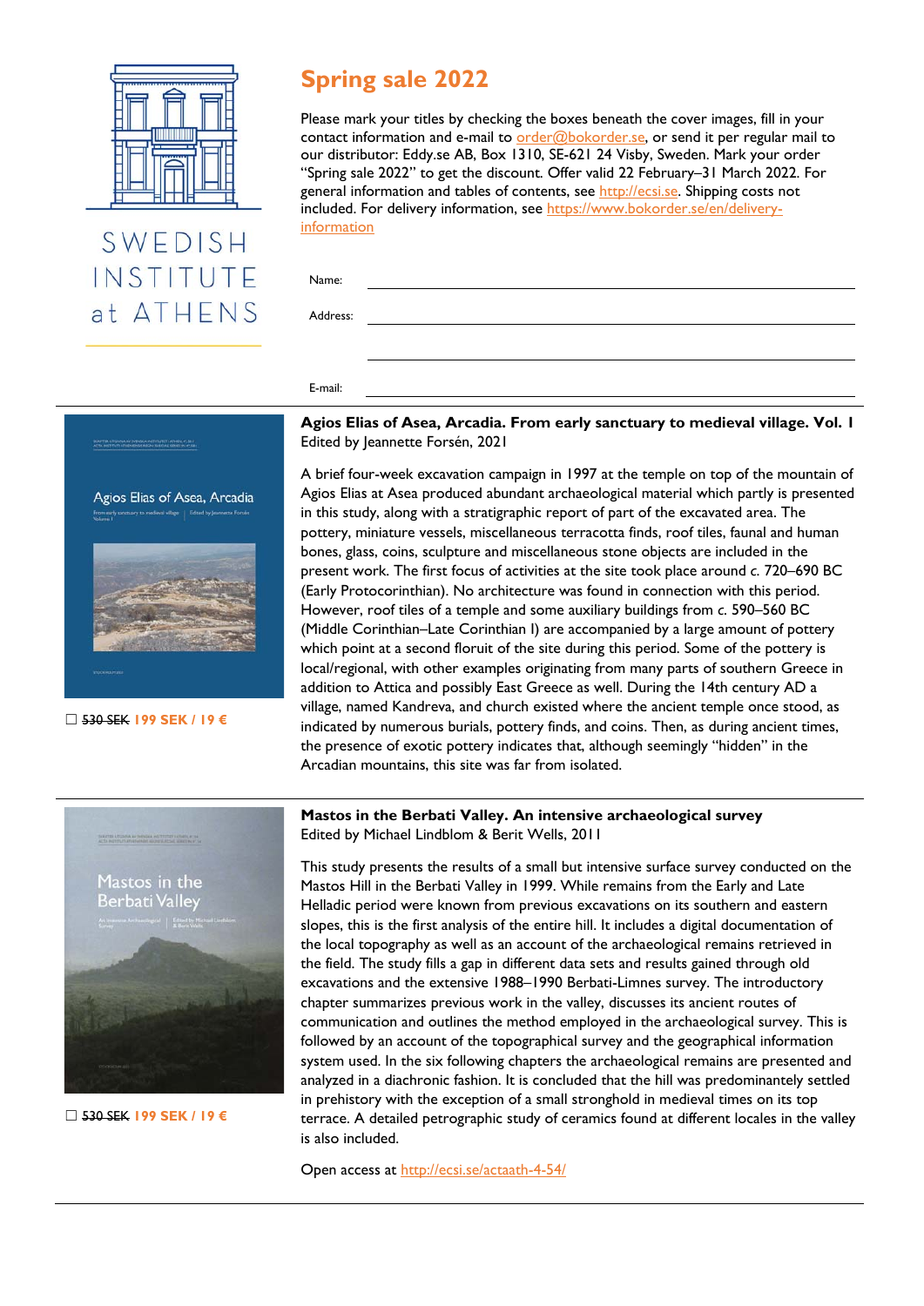SWEDISH INSTITUTE at ATHENS

# Spring sale 2022

Please mark your titles by checking the boxes beneath the cover images, fill in your contact information and e-mail to order@bokorder.se, or send it per regular mail to our distributor: Eddy.se AB, Box 1310, SE-621 24 Visby, Sweden. Mark your order "Spring sale 2022" to get the discount. Offer valid 22 February–31 March 2022. For general information and tables of contents, see http://ecsi.se. Shipping costs not included. For delivery information, see https://www.bokorder.se/en/delivery-information

Name: \_\_\_\_\_\_\_\_\_\_\_\_\_\_\_\_\_\_\_\_

Address: \_\_\_\_\_\_\_\_\_\_\_\_\_\_\_\_\_\_\_\_

\_\_\_\_\_\_\_\_\_\_\_\_\_\_\_\_\_\_\_\_

E-mail: \_\_\_\_\_\_\_\_\_\_\_\_\_\_\_\_\_\_\_\_

---

☐ ~~530 SEK~~ **199 SEK / 19 €**

**Agios Elias of Asea, Arcadia. From early sanctuary to medieval village. Vol. I**
Edited by Jeannette Forsén, 2021

A brief four-week excavation campaign in 1997 at the temple on top of the mountain of Agios Elias at Asea produced abundant archaeological material which partly is presented in this study, along with a stratigraphic report of part of the excavated area. The pottery, miniature vessels, miscellaneous terracotta finds, roof tiles, faunal and human bones, glass, coins, sculpture and miscellaneous stone objects are included in the present work. The first focus of activities at the site took place around *c.* 720–690 BC (Early Protocorinthian). No architecture was found in connection with this period. However, roof tiles of a temple and some auxiliary buildings from *c.* 590–560 BC (Middle Corinthian–Late Corinthian I) are accompanied by a large amount of pottery which point at a second floruit of the site during this period. Some of the pottery is local/regional, with other examples originating from many parts of southern Greece in addition to Attica and possibly East Greece as well. During the 14th century AD a village, named Kandreva, and church existed where the ancient temple once stood, as indicated by numerous burials, pottery finds, and coins. Then, as during ancient times, the presence of exotic pottery indicates that, although seemingly "hidden" in the Arcadian mountains, this site was far from isolated.

---

☐ ~~530 SEK~~ **199 SEK / 19 €**

**Mastos in the Berbati Valley. An intensive archaeological survey**
Edited by Michael Lindblom & Berit Wells, 2011

This study presents the results of a small but intensive surface survey conducted on the Mastos Hill in the Berbati Valley in 1999. While remains from the Early and Late Helladic period were known from previous excavations on its southern and eastern slopes, this is the first analysis of the entire hill. It includes a digital documentation of the local topography as well as an account of the archaeological remains retrieved in the field. The study fills a gap in different data sets and results gained through old excavations and the extensive 1988–1990 Berbati-Limnes survey. The introductory chapter summarizes previous work in the valley, discusses its ancient routes of communication and outlines the method employed in the archaeological survey. This is followed by an account of the topographical survey and the geographical information system used. In the six following chapters the archaeological remains are presented and analyzed in a diachronic fashion. It is concluded that the hill was predominantly settled in prehistory with the exception of a small stronghold in medieval times on its top terrace. A detailed petrographic study of ceramics found at different locales in the valley is also included.

Open access at http://ecsi.se/actaath-4-54/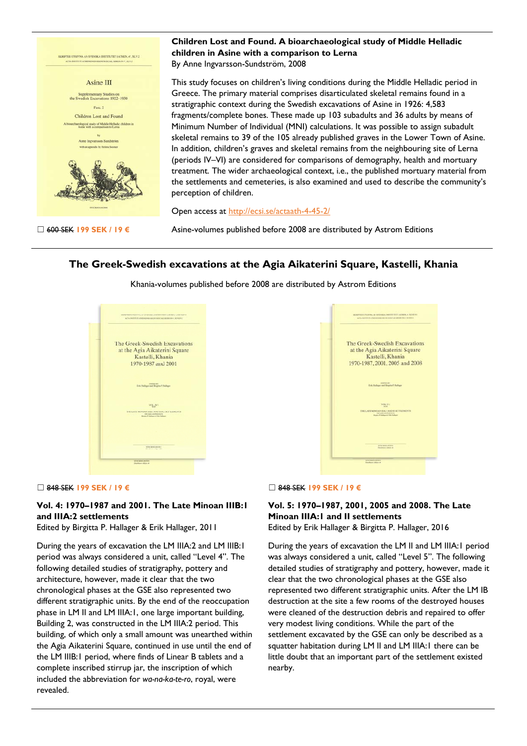**Children Lost and Found. A bioarchaeological study of Middle Helladic children in Asine with a comparison to Lerna**
By Anne Ingvarsson-Sundström, 2008

This study focuses on children's living conditions during the Middle Helladic period in Greece. The primary material comprises disarticulated skeletal remains found in a stratigraphic context during the Swedish excavations of Asine in 1926: 4,583 fragments/complete bones. These made up 103 subadults and 36 adults by means of Minimum Number of Individual (MNI) calculations. It was possible to assign subadult skeletal remains to 39 of the 105 already published graves in the Lower Town of Asine. In addition, children's graves and skeletal remains from the neighbouring site of Lerna (periods IV–VI) are considered for comparisons of demography, health and mortuary treatment. The wider archaeological context, i.e., the published mortuary material from the settlements and cemeteries, is also examined and used to describe the community's perception of children.

Open access at http://ecsi.se/actaath-4-45-2/

☐ ~~600 SEK~~ **199 SEK / 19 €**

Asine-volumes published before 2008 are distributed by Astrom Editions

## The Greek-Swedish excavations at the Agia Aikaterini Square, Kastelli, Khania

Khania-volumes published before 2008 are distributed by Astrom Editions

☐ ~~848 SEK~~ **199 SEK / 19 €**

**Vol. 4: 1970–1987 and 2001. The Late Minoan IIIB:1 and IIIA:2 settlements**
Edited by Birgitta P. Hallager & Erik Hallager, 2011

During the years of excavation the LM IIIA:2 and LM IIIB:1 period was always considered a unit, called "Level 4". The following detailed studies of stratigraphy, pottery and architecture, however, made it clear that the two chronological phases at the GSE also represented two different stratigraphic units. By the end of the reoccupation phase in LM II and LM IIIA:1, one large important building, Building 2, was constructed in the LM IIIA:2 period. This building, of which only a small amount was unearthed within the Agia Aikaterini Square, continued in use until the end of the LM IIIB:1 period, where finds of Linear B tablets and a complete inscribed stirrup jar, the inscription of which included the abbreviation for *wa-na-ka-te-ro*, royal, were revealed.

☐ ~~848 SEK~~ **199 SEK / 19 €**

**Vol. 5: 1970–1987, 2001, 2005 and 2008. The Late Minoan IIIA:1 and II settlements**
Edited by Erik Hallager & Birgitta P. Hallager, 2016

During the years of excavation the LM II and LM IIIA:1 period was always considered a unit, called "Level 5". The following detailed studies of stratigraphy and pottery, however, made it clear that the two chronological phases at the GSE also represented two different stratigraphic units. After the LM IB destruction at the site a few rooms of the destroyed houses were cleaned of the destruction debris and repaired to offer very modest living conditions. While the part of the settlement excavated by the GSE can only be described as a squatter habitation during LM II and LM IIIA:1 there can be little doubt that an important part of the settlement existed nearby.